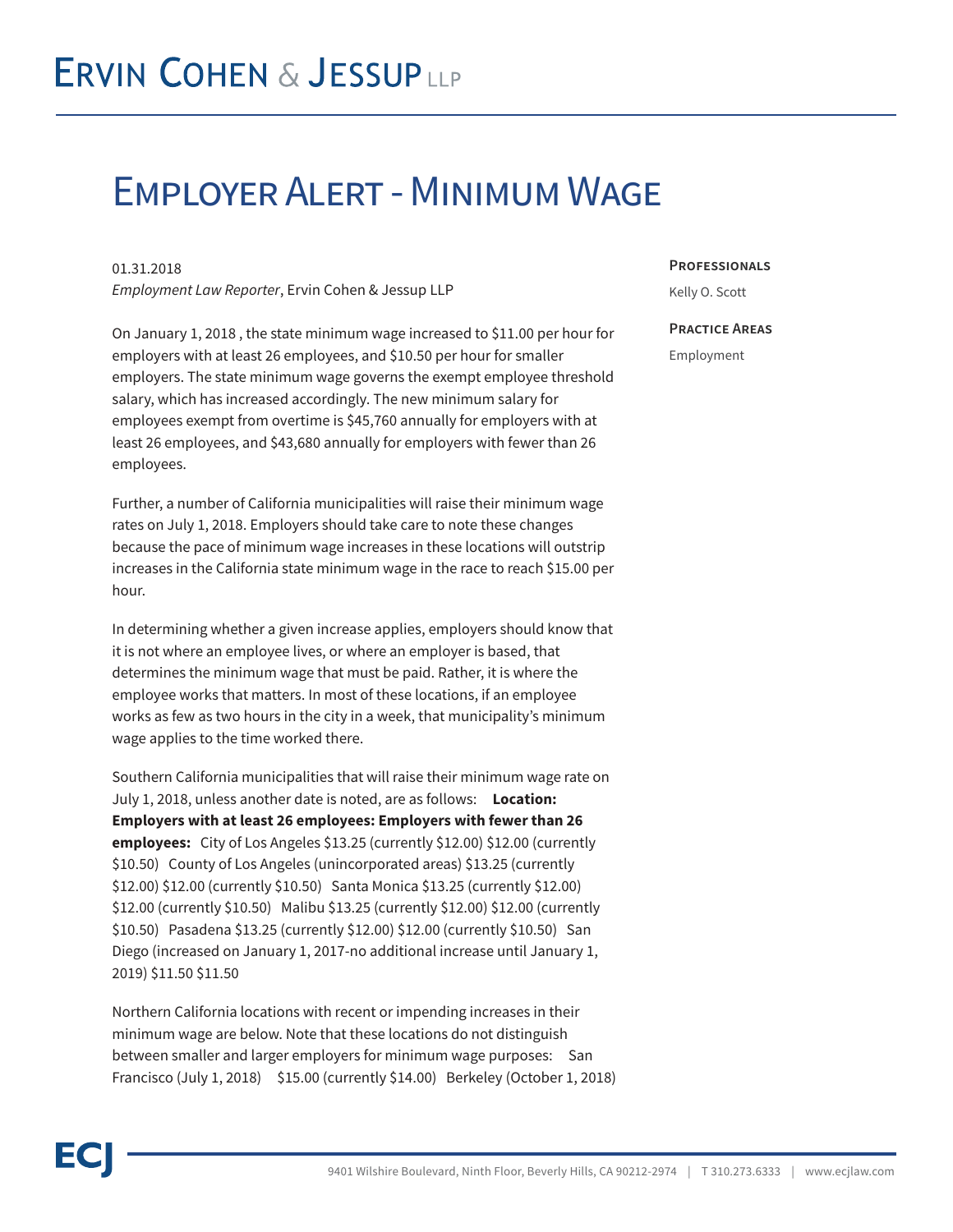# Ervin Cohen & Jessup LLP

# Employer Alert - Minimum Wage

01.31.2018
*Employment Law Reporter*, Ervin Cohen & Jessup LLP

**Professionals**

Kelly O. Scott

**Practice Areas**

Employment

On January 1, 2018 , the state minimum wage increased to $11.00 per hour for employers with at least 26 employees, and $10.50 per hour for smaller employers. The state minimum wage governs the exempt employee threshold salary, which has increased accordingly. The new minimum salary for employees exempt from overtime is $45,760 annually for employers with at least 26 employees, and $43,680 annually for employers with fewer than 26 employees.

Further, a number of California municipalities will raise their minimum wage rates on July 1, 2018. Employers should take care to note these changes because the pace of minimum wage increases in these locations will outstrip increases in the California state minimum wage in the race to reach $15.00 per hour.

In determining whether a given increase applies, employers should know that it is not where an employee lives, or where an employer is based, that determines the minimum wage that must be paid. Rather, it is where the employee works that matters. In most of these locations, if an employee works as few as two hours in the city in a week, that municipality's minimum wage applies to the time worked there.

Southern California municipalities that will raise their minimum wage rate on July 1, 2018, unless another date is noted, are as follows: **Location: Employers with at least 26 employees: Employers with fewer than 26 employees:** City of Los Angeles $13.25 (currently $12.00) $12.00 (currently $10.50) County of Los Angeles (unincorporated areas) $13.25 (currently $12.00) $12.00 (currently $10.50) Santa Monica $13.25 (currently $12.00) $12.00 (currently $10.50) Malibu $13.25 (currently $12.00) $12.00 (currently $10.50) Pasadena $13.25 (currently $12.00) $12.00 (currently $10.50) San Diego (increased on January 1, 2017-no additional increase until January 1, 2019) $11.50 $11.50

Northern California locations with recent or impending increases in their minimum wage are below. Note that these locations do not distinguish between smaller and larger employers for minimum wage purposes: San Francisco (July 1, 2018) $15.00 (currently $14.00) Berkeley (October 1, 2018)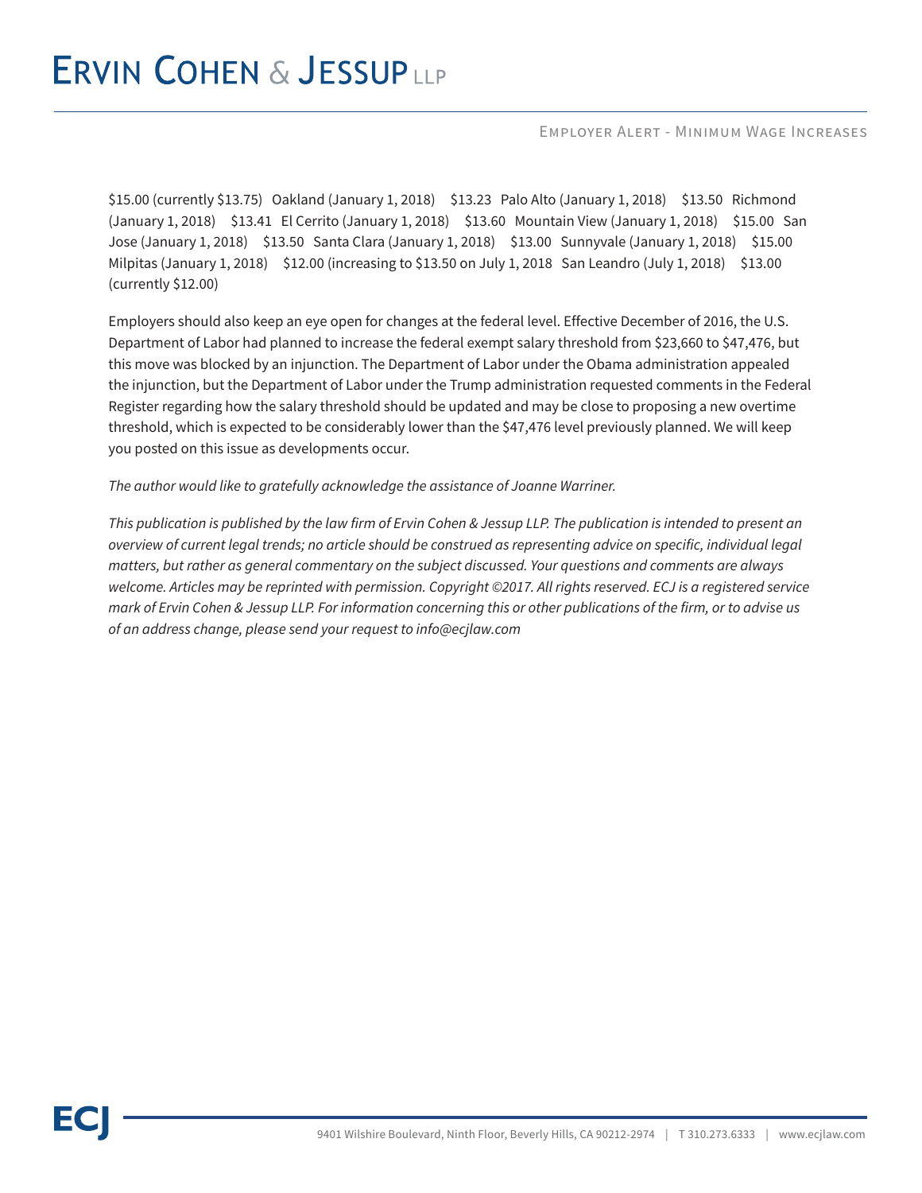$15.00 (currently $13.75) Oakland (January 1, 2018) $13.23 Palo Alto (January 1, 2018) $13.50 Richmond (January 1, 2018) $13.41 El Cerrito (January 1, 2018) $13.60 Mountain View (January 1, 2018) $15.00 San Jose (January 1, 2018) $13.50 Santa Clara (January 1, 2018) $13.00 Sunnyvale (January 1, 2018) $15.00 Milpitas (January 1, 2018) $12.00 (increasing to $13.50 on July 1, 2018 San Leandro (July 1, 2018) $13.00 (currently $12.00)

Employers should also keep an eye open for changes at the federal level. Effective December of 2016, the U.S. Department of Labor had planned to increase the federal exempt salary threshold from $23,660 to $47,476, but this move was blocked by an injunction. The Department of Labor under the Obama administration appealed the injunction, but the Department of Labor under the Trump administration requested comments in the Federal Register regarding how the salary threshold should be updated and may be close to proposing a new overtime threshold, which is expected to be considerably lower than the $47,476 level previously planned. We will keep you posted on this issue as developments occur.

*The author would like to gratefully acknowledge the assistance of Joanne Warriner.*

*This publication is published by the law firm of Ervin Cohen & Jessup LLP. The publication is intended to present an overview of current legal trends; no article should be construed as representing advice on specific, individual legal matters, but rather as general commentary on the subject discussed. Your questions and comments are always welcome. Articles may be reprinted with permission. Copyright ©2017. All rights reserved. ECJ is a registered service mark of Ervin Cohen & Jessup LLP. For information concerning this or other publications of the firm, or to advise us of an address change, please send your request to info@ecjlaw.com*